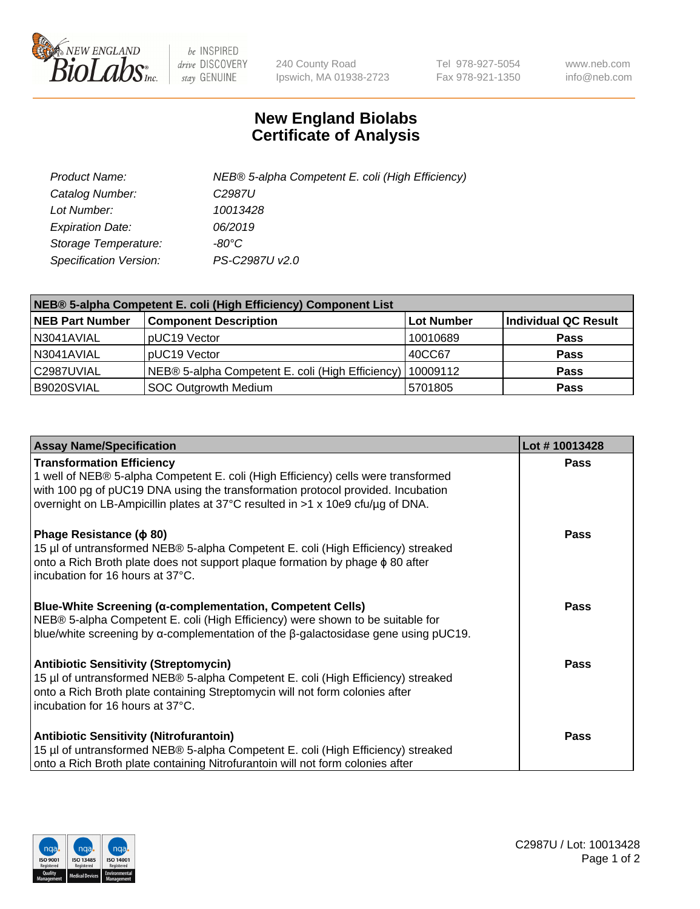# New England Biolabs Certificate of Analysis

| | |
|---|---|
| *Product Name:* | *NEB® 5-alpha Competent E. coli (High Efficiency)* |
| *Catalog Number:* | *C2987U* |
| *Lot Number:* | *10013428* |
| *Expiration Date:* | *06/2019* |
| *Storage Temperature:* | *-80°C* |
| *Specification Version:* | *PS-C2987U v2.0* |

| NEB® 5-alpha Competent E. coli (High Efficiency) Component List | | | |
|---|---|---|---|
| **NEB Part Number** | **Component Description** | **Lot Number** | **Individual QC Result** |
| N3041AVIAL | pUC19 Vector | 10010689 | **Pass** |
| N3041AVIAL | pUC19 Vector | 40CC67 | **Pass** |
| C2987UVIAL | NEB® 5-alpha Competent E. coli (High Efficiency) | 10009112 | **Pass** |
| B9020SVIAL | SOC Outgrowth Medium | 5701805 | **Pass** |

| Assay Name/Specification | Lot # 10013428 |
|---|---|
| **Transformation Efficiency**<br>1 well of NEB® 5-alpha Competent E. coli (High Efficiency) cells were transformed with 100 pg of pUC19 DNA using the transformation protocol provided. Incubation overnight on LB-Ampicillin plates at 37°C resulted in >1 x 10e9 cfu/µg of DNA. | **Pass** |
| **Phage Resistance (ϕ 80)**<br>15 µl of untransformed NEB® 5-alpha Competent E. coli (High Efficiency) streaked onto a Rich Broth plate does not support plaque formation by phage ϕ 80 after incubation for 16 hours at 37°C. | **Pass** |
| **Blue-White Screening (α-complementation, Competent Cells)**<br>NEB® 5-alpha Competent E. coli (High Efficiency) were shown to be suitable for blue/white screening by α-complementation of the β-galactosidase gene using pUC19. | **Pass** |
| **Antibiotic Sensitivity (Streptomycin)**<br>15 µl of untransformed NEB® 5-alpha Competent E. coli (High Efficiency) streaked onto a Rich Broth plate containing Streptomycin will not form colonies after incubation for 16 hours at 37°C. | **Pass** |
| **Antibiotic Sensitivity (Nitrofurantoin)**<br>15 µl of untransformed NEB® 5-alpha Competent E. coli (High Efficiency) streaked onto a Rich Broth plate containing Nitrofurantoin will not form colonies after | **Pass** |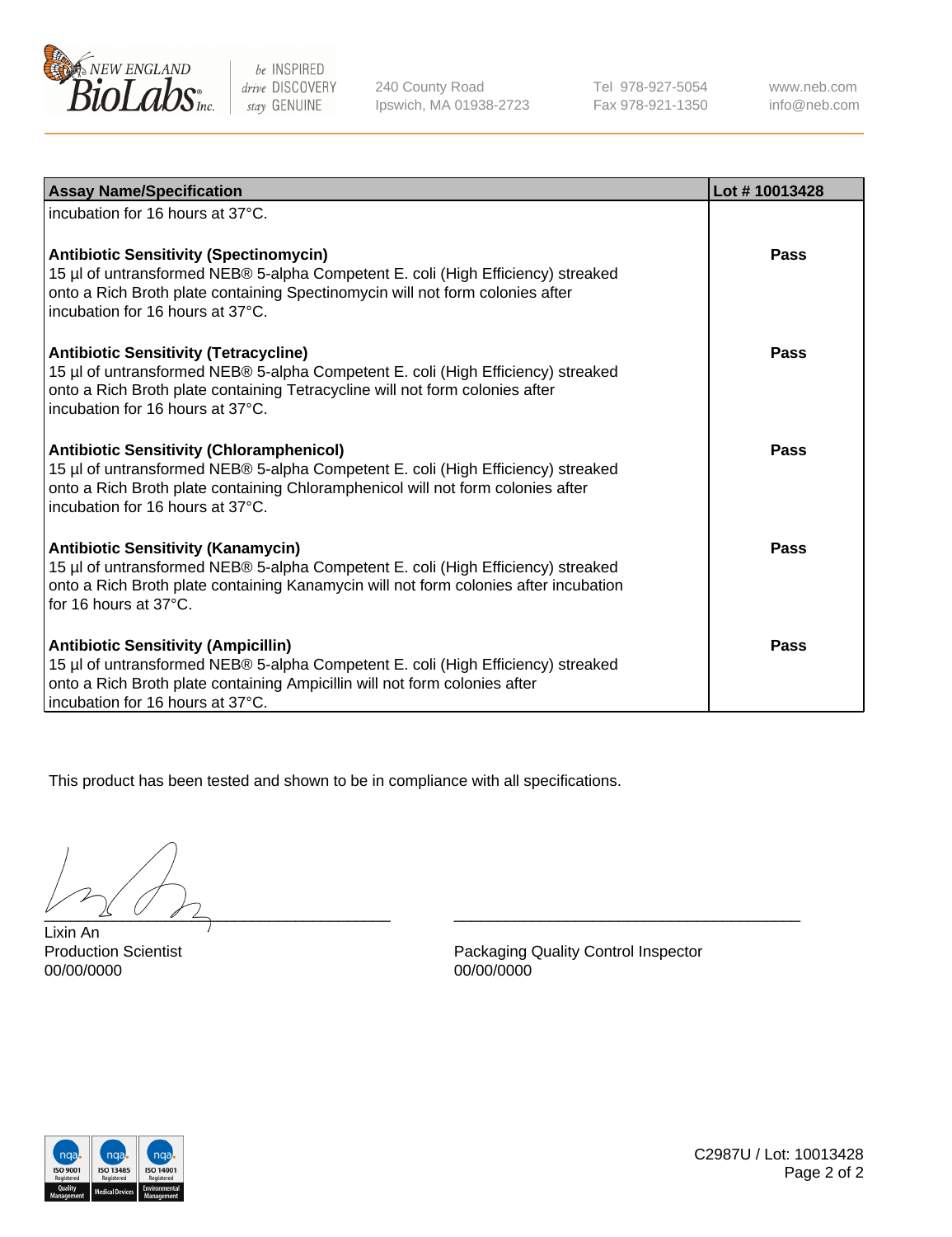| Assay Name/Specification | Lot # 10013428 |
|---|---|
| incubation for 16 hours at 37°C. | |
| **Antibiotic Sensitivity (Spectinomycin)**<br>15 µl of untransformed NEB® 5-alpha Competent E. coli (High Efficiency) streaked onto a Rich Broth plate containing Spectinomycin will not form colonies after incubation for 16 hours at 37°C. | **Pass** |
| **Antibiotic Sensitivity (Tetracycline)**<br>15 µl of untransformed NEB® 5-alpha Competent E. coli (High Efficiency) streaked onto a Rich Broth plate containing Tetracycline will not form colonies after incubation for 16 hours at 37°C. | **Pass** |
| **Antibiotic Sensitivity (Chloramphenicol)**<br>15 µl of untransformed NEB® 5-alpha Competent E. coli (High Efficiency) streaked onto a Rich Broth plate containing Chloramphenicol will not form colonies after incubation for 16 hours at 37°C. | **Pass** |
| **Antibiotic Sensitivity (Kanamycin)**<br>15 µl of untransformed NEB® 5-alpha Competent E. coli (High Efficiency) streaked onto a Rich Broth plate containing Kanamycin will not form colonies after incubation for 16 hours at 37°C. | **Pass** |
| **Antibiotic Sensitivity (Ampicillin)**<br>15 µl of untransformed NEB® 5-alpha Competent E. coli (High Efficiency) streaked onto a Rich Broth plate containing Ampicillin will not form colonies after incubation for 16 hours at 37°C. | **Pass** |

This product has been tested and shown to be in compliance with all specifications.

Lixin An
Production Scientist
00/00/0000

Packaging Quality Control Inspector
00/00/0000

C2987U / Lot: 10013428